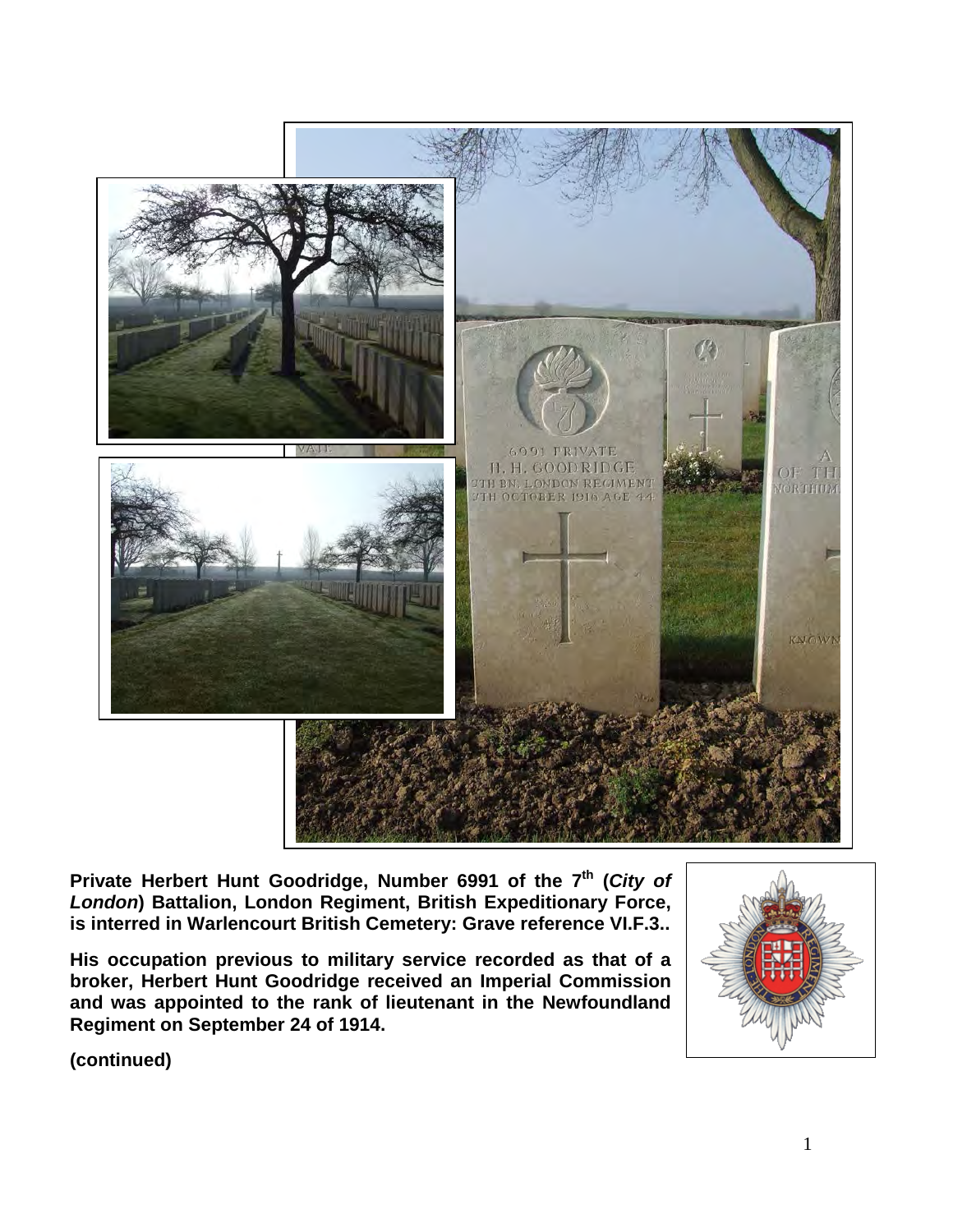**Private Herbert Hunt Goodridge, Number 6991 of the 7th (*City of London*) Battalion, London Regiment, British Expeditionary Force, is interred in Warlencourt British Cemetery: Grave reference VI.F.3..**

**His occupation previous to military service recorded as that of a broker, Herbert Hunt Goodridge received an Imperial Commission and was appointed to the rank of lieutenant in the Newfoundland Regiment on September 24 of 1914.**

**(continued)**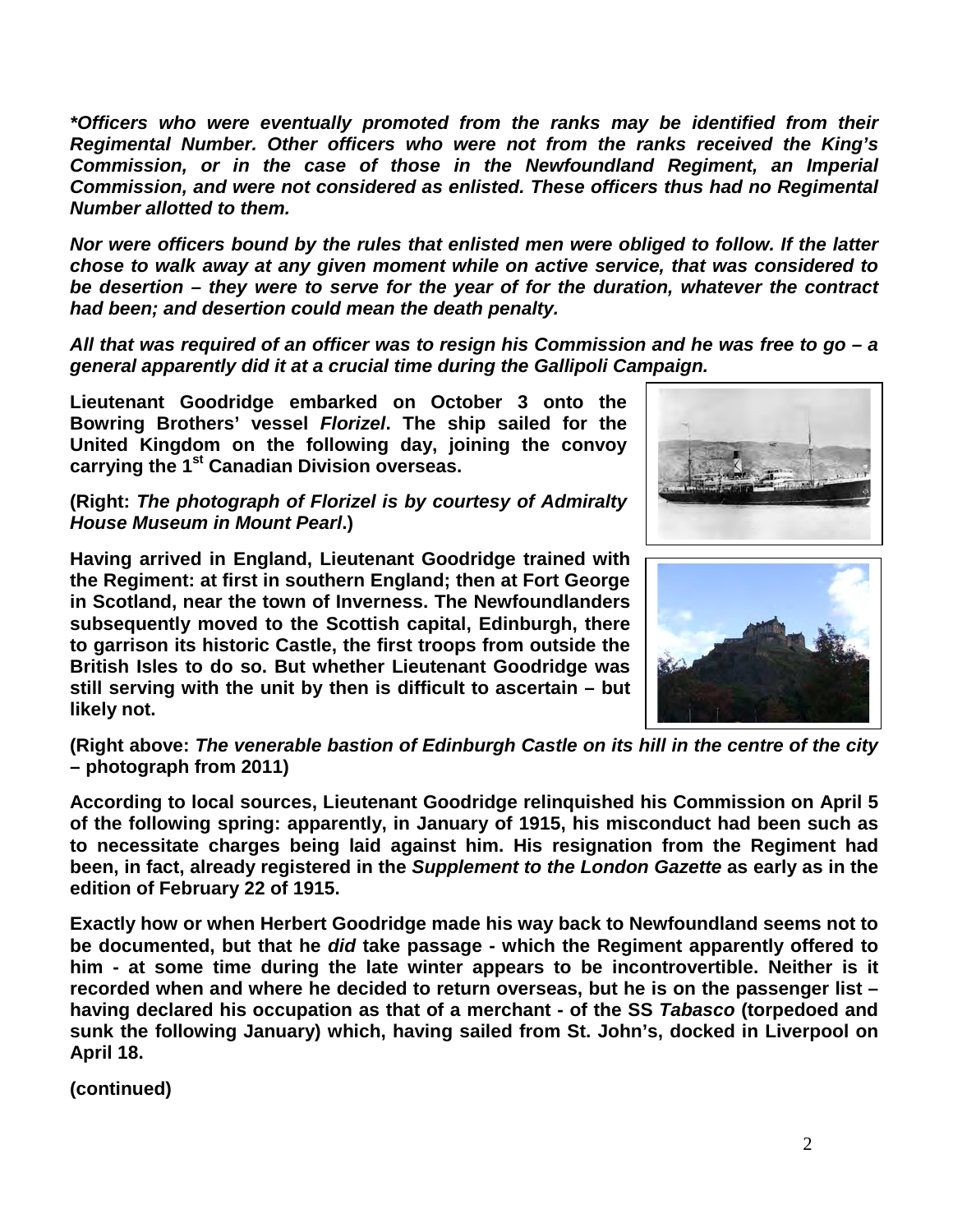***Officers who were eventually promoted from the ranks may be identified from their Regimental Number. Other officers who were not from the ranks received the King's Commission, or in the case of those in the Newfoundland Regiment, an Imperial Commission, and were not considered as enlisted. These officers thus had no Regimental Number allotted to them.***

***Nor were officers bound by the rules that enlisted men were obliged to follow. If the latter chose to walk away at any given moment while on active service, that was considered to be desertion – they were to serve for the year of for the duration, whatever the contract had been; and desertion could mean the death penalty.***

***All that was required of an officer was to resign his Commission and he was free to go – a general apparently did it at a crucial time during the Gallipoli Campaign.***

**Lieutenant Goodridge embarked on October 3 onto the Bowring Brothers' vessel *Florizel*. The ship sailed for the United Kingdom on the following day, joining the convoy carrying the 1st Canadian Division overseas.**

**(Right: *The photograph of Florizel is by courtesy of Admiralty House Museum in Mount Pearl*.)**

**Having arrived in England, Lieutenant Goodridge trained with the Regiment: at first in southern England; then at Fort George in Scotland, near the town of Inverness. The Newfoundlanders subsequently moved to the Scottish capital, Edinburgh, there to garrison its historic Castle, the first troops from outside the British Isles to do so. But whether Lieutenant Goodridge was still serving with the unit by then is difficult to ascertain – but likely not.**

**(Right above: *The venerable bastion of Edinburgh Castle on its hill in the centre of the city* – photograph from 2011)**

**According to local sources, Lieutenant Goodridge relinquished his Commission on April 5 of the following spring: apparently, in January of 1915, his misconduct had been such as to necessitate charges being laid against him. His resignation from the Regiment had been, in fact, already registered in the *Supplement to the London Gazette* as early as in the edition of February 22 of 1915.**

**Exactly how or when Herbert Goodridge made his way back to Newfoundland seems not to be documented, but that he *did* take passage - which the Regiment apparently offered to him - at some time during the late winter appears to be incontrovertible. Neither is it recorded when and where he decided to return overseas, but he is on the passenger list – having declared his occupation as that of a merchant - of the SS *Tabasco* (torpedoed and sunk the following January) which, having sailed from St. John's, docked in Liverpool on April 18.**

**(continued)**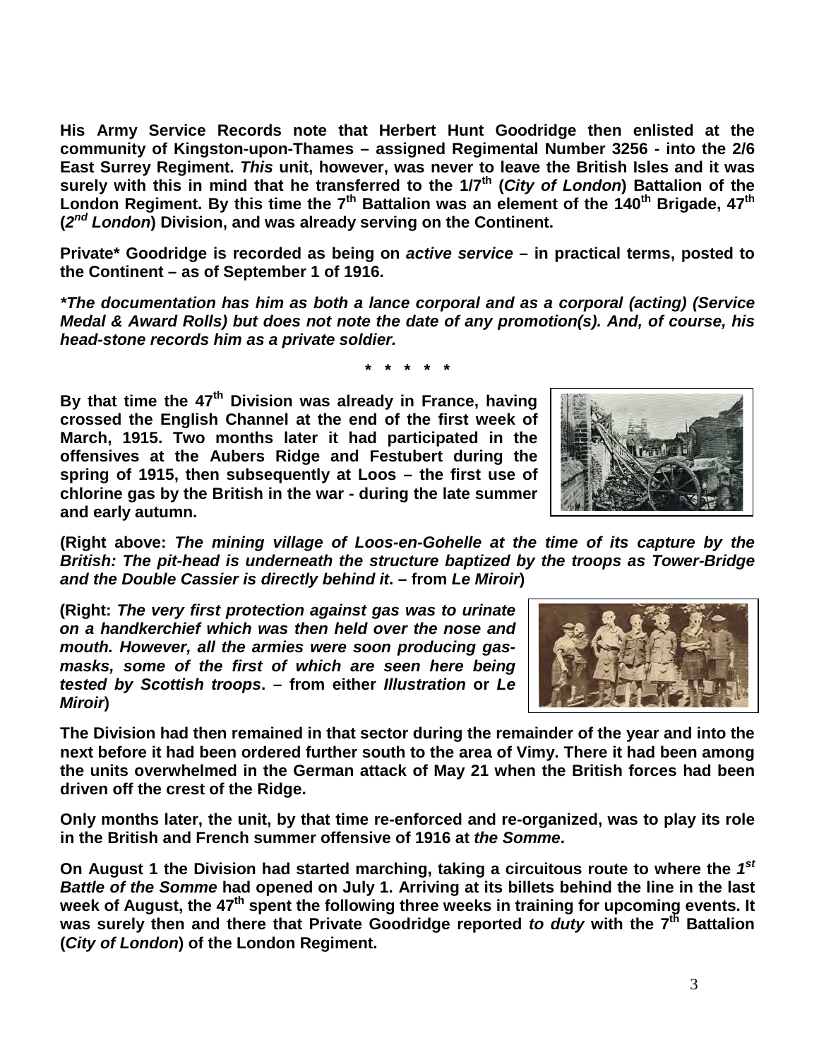**His Army Service Records note that Herbert Hunt Goodridge then enlisted at the community of Kingston-upon-Thames – assigned Regimental Number 3256 - into the 2/6 East Surrey Regiment. *This* unit, however, was never to leave the British Isles and it was surely with this in mind that he transferred to the 1/7th (*City of London*) Battalion of the London Regiment. By this time the 7th Battalion was an element of the 140th Brigade, 47th (*2nd London*) Division, and was already serving on the Continent.**

**Private* Goodridge is recorded as being on *active service* – in practical terms, posted to the Continent – as of September 1 of 1916.**

***\*The documentation has him as both a lance corporal and as a corporal (acting) (Service Medal & Award Rolls) but does not note the date of any promotion(s). And, of course, his head-stone records him as a private soldier.***

**\* \* \* \* \***

**By that time the 47th Division was already in France, having crossed the English Channel at the end of the first week of March, 1915. Two months later it had participated in the offensives at the Aubers Ridge and Festubert during the spring of 1915, then subsequently at Loos – the first use of chlorine gas by the British in the war - during the late summer and early autumn.**

**(Right above: *The mining village of Loos-en-Gohelle at the time of its capture by the British: The pit-head is underneath the structure baptized by the troops as Tower-Bridge and the Double Cassier is directly behind it*. – from *Le Miroir*)**

**(Right: *The very first protection against gas was to urinate on a handkerchief which was then held over the nose and mouth. However, all the armies were soon producing gas-masks, some of the first of which are seen here being tested by Scottish troops*. – from either *Illustration* or *Le Miroir*)**

**The Division had then remained in that sector during the remainder of the year and into the next before it had been ordered further south to the area of Vimy. There it had been among the units overwhelmed in the German attack of May 21 when the British forces had been driven off the crest of the Ridge.**

**Only months later, the unit, by that time re-enforced and re-organized, was to play its role in the British and French summer offensive of 1916 at *the Somme*.**

**On August 1 the Division had started marching, taking a circuitous route to where the *1st Battle of the Somme* had opened on July 1. Arriving at its billets behind the line in the last week of August, the 47th spent the following three weeks in training for upcoming events. It was surely then and there that Private Goodridge reported *to duty* with the 7th Battalion (*City of London*) of the London Regiment.**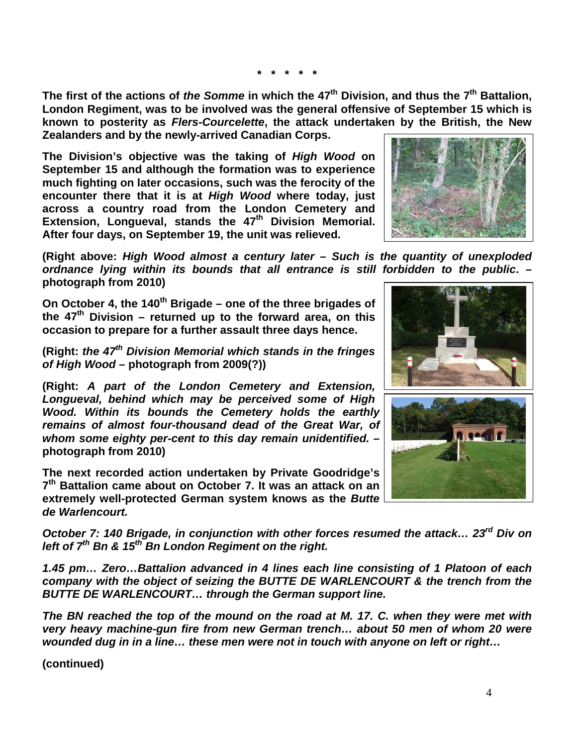\* \* \* \* \*

**The first of the actions of *the Somme* in which the 47th Division, and thus the 7th Battalion, London Regiment, was to be involved was the general offensive of September 15 which is known to posterity as *Flers-Courcelette*, the attack undertaken by the British, the New Zealanders and by the newly-arrived Canadian Corps.**

**The Division's objective was the taking of *High Wood* on September 15 and although the formation was to experience much fighting on later occasions, such was the ferocity of the encounter there that it is at *High Wood* where today, just across a country road from the London Cemetery and Extension, Longueval, stands the 47th Division Memorial. After four days, on September 19, the unit was relieved.**

**(Right above: *High Wood almost a century later – Such is the quantity of unexploded ordnance lying within its bounds that all entrance is still forbidden to the public*. – photograph from 2010)**

**On October 4, the 140th Brigade – one of the three brigades of the 47th Division – returned up to the forward area, on this occasion to prepare for a further assault three days hence.**

**(Right: *the 47th Division Memorial which stands in the fringes of High Wood* – photograph from 2009(?))**

**(Right: *A part of the London Cemetery and Extension, Longueval, behind which may be perceived some of High Wood. Within its bounds the Cemetery holds the earthly remains of almost four-thousand dead of the Great War, of whom some eighty per-cent to this day remain unidentified.* – photograph from 2010)**

**The next recorded action undertaken by Private Goodridge's 7th Battalion came about on October 7. It was an attack on an extremely well-protected German system knows as the *Butte de Warlencourt.***

***October 7: 140 Brigade, in conjunction with other forces resumed the attack… 23rd Div on left of 7th Bn & 15th Bn London Regiment on the right.***

***1.45 pm… Zero…Battalion advanced in 4 lines each line consisting of 1 Platoon of each company with the object of seizing the BUTTE DE WARLENCOURT & the trench from the BUTTE DE WARLENCOURT… through the German support line.***

***The BN reached the top of the mound on the road at M. 17. C. when they were met with very heavy machine-gun fire from new German trench… about 50 men of whom 20 were wounded dug in in a line… these men were not in touch with anyone on left or right…***

**(continued)**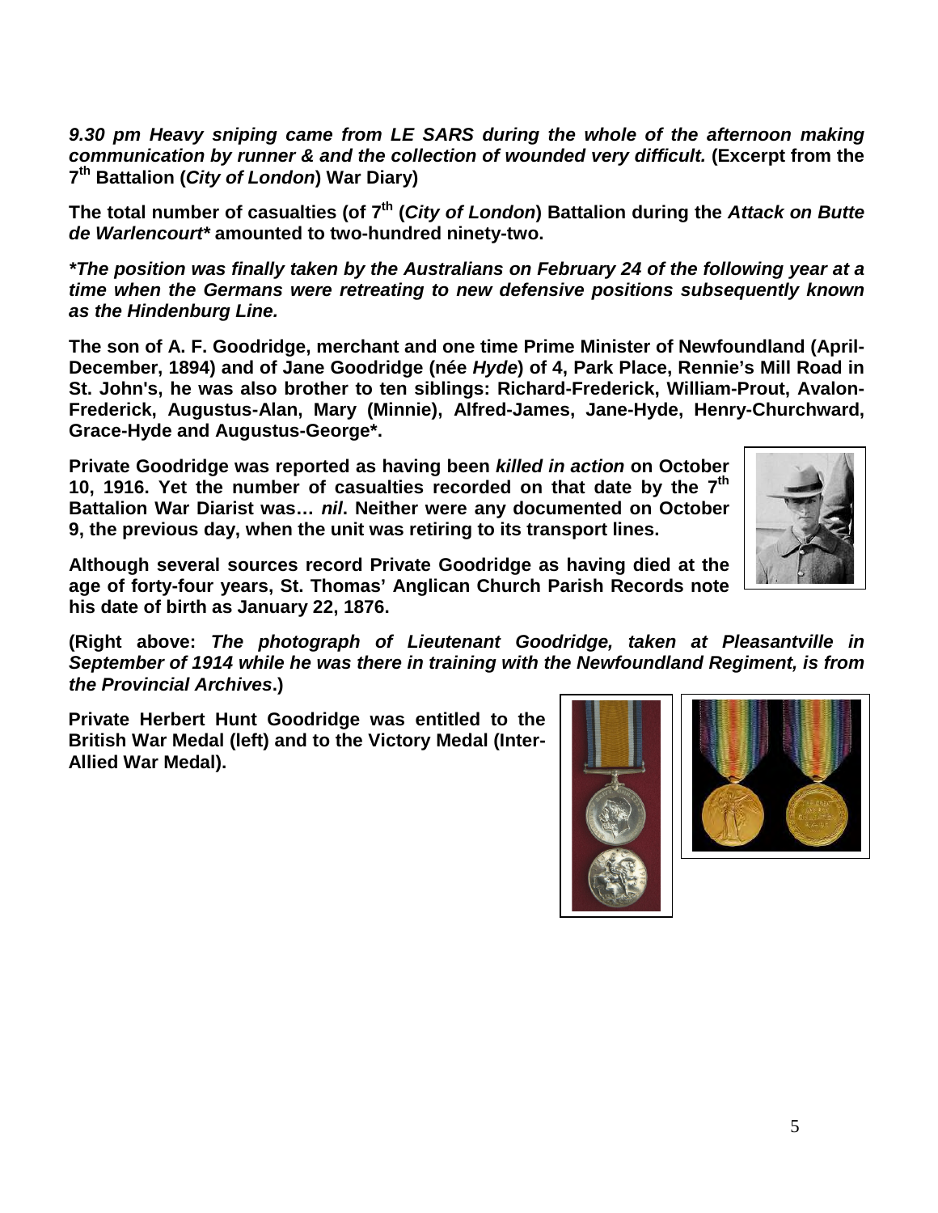***9.30 pm Heavy sniping came from LE SARS during the whole of the afternoon making communication by runner & and the collection of wounded very difficult.*** **(Excerpt from the 7th Battalion (*City of London*) War Diary)**

**The total number of casualties (of 7th (*City of London*) Battalion during the *Attack on Butte de Warlencourt** amounted to two-hundred ninety-two.**

***\*The position was finally taken by the Australians on February 24 of the following year at a time when the Germans were retreating to new defensive positions subsequently known as the Hindenburg Line.***

**The son of A. F. Goodridge, merchant and one time Prime Minister of Newfoundland (April-December, 1894) and of Jane Goodridge (née *Hyde*) of 4, Park Place, Rennie's Mill Road in St. John's, he was also brother to ten siblings: Richard-Frederick, William-Prout, Avalon-Frederick, Augustus-Alan, Mary (Minnie), Alfred-James, Jane-Hyde, Henry-Churchward, Grace-Hyde and Augustus-George*.**

**Private Goodridge was reported as having been *killed in action* on October 10, 1916. Yet the number of casualties recorded on that date by the 7th Battalion War Diarist was… *nil*. Neither were any documented on October 9, the previous day, when the unit was retiring to its transport lines.**

**Although several sources record Private Goodridge as having died at the age of forty-four years, St. Thomas' Anglican Church Parish Records note his date of birth as January 22, 1876.**

**(Right above: *The photograph of Lieutenant Goodridge, taken at Pleasantville in September of 1914 while he was there in training with the Newfoundland Regiment, is from the Provincial Archives*.)**

**Private Herbert Hunt Goodridge was entitled to the British War Medal (left) and to the Victory Medal (Inter-Allied War Medal).**